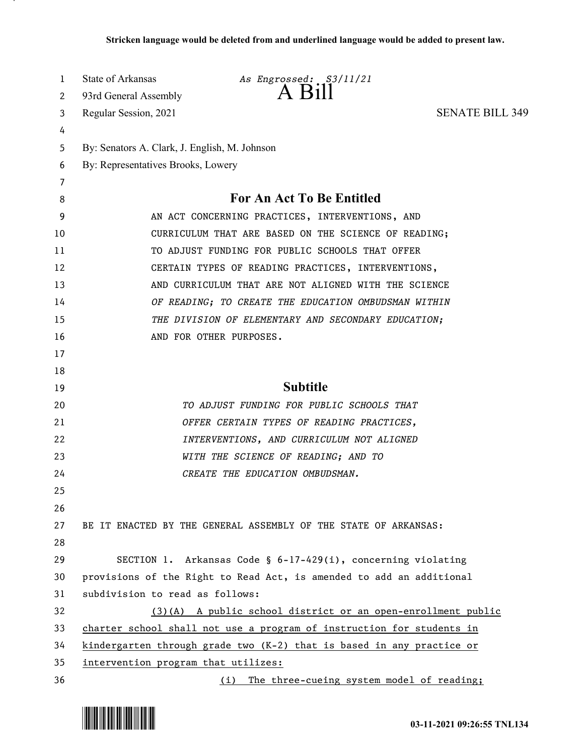Stricken language would be deleted from and underlined language would be added to present law.

State of Arkansas *As Engrossed: S3/11/21*
93rd General Assembly **A Bill**
Regular Session, 2021 SENATE BILL 349

By: Senators A. Clark, J. English, M. Johnson
By: Representatives Brooks, Lowery

## For An Act To Be Entitled

AN ACT CONCERNING PRACTICES, INTERVENTIONS, AND CURRICULUM THAT ARE BASED ON THE SCIENCE OF READING; TO ADJUST FUNDING FOR PUBLIC SCHOOLS THAT OFFER CERTAIN TYPES OF READING PRACTICES, INTERVENTIONS, AND CURRICULUM THAT ARE NOT ALIGNED WITH THE SCIENCE *OF READING; TO CREATE THE EDUCATION OMBUDSMAN WITHIN THE DIVISION OF ELEMENTARY AND SECONDARY EDUCATION;* AND FOR OTHER PURPOSES.

## Subtitle

*TO ADJUST FUNDING FOR PUBLIC SCHOOLS THAT OFFER CERTAIN TYPES OF READING PRACTICES, INTERVENTIONS, AND CURRICULUM NOT ALIGNED WITH THE SCIENCE OF READING; AND TO CREATE THE EDUCATION OMBUDSMAN.*

BE IT ENACTED BY THE GENERAL ASSEMBLY OF THE STATE OF ARKANSAS:

SECTION 1. Arkansas Code § 6-17-429(i), concerning violating provisions of the Right to Read Act, is amended to add an additional subdivision to read as follows:

<u>(3)(A) A public school district or an open-enrollment public charter school shall not use a program of instruction for students in kindergarten through grade two (K-2) that is based in any practice or intervention program that utilizes:</u>

<u>(i) The three-cueing system model of reading;</u>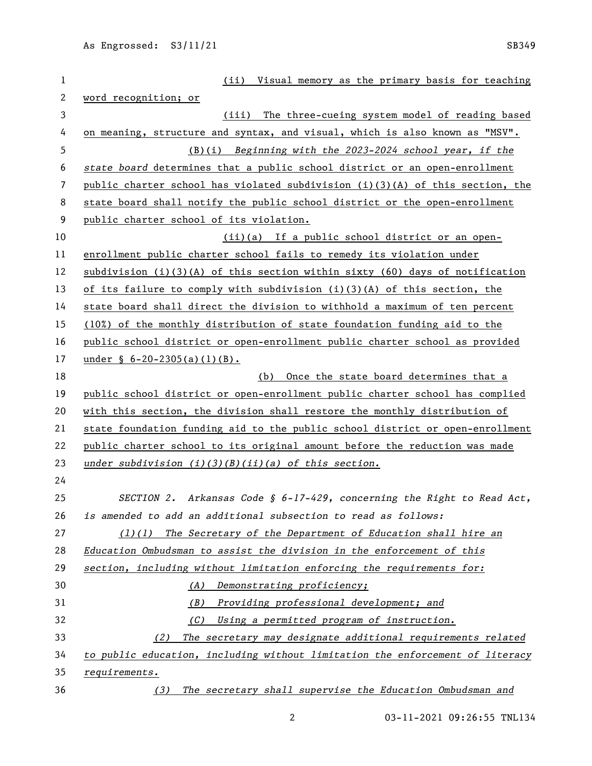(ii) Visual memory as the primary basis for teaching word recognition; or

(iii) The three-cueing system model of reading based on meaning, structure and syntax, and visual, which is also known as "MSV".

(B)(i) *Beginning with the 2023-2024 school year, if the state board* determines that a public school district or an open-enrollment public charter school has violated subdivision (i)(3)(A) of this section, the state board shall notify the public school district or the open-enrollment public charter school of its violation.

(ii)(a) If a public school district or an open-enrollment public charter school fails to remedy its violation under subdivision (i)(3)(A) of this section within sixty (60) days of notification of its failure to comply with subdivision (i)(3)(A) of this section, the state board shall direct the division to withhold a maximum of ten percent (10%) of the monthly distribution of state foundation funding aid to the public school district or open-enrollment public charter school as provided under § 6-20-2305(a)(1)(B).

(b) Once the state board determines that a public school district or open-enrollment public charter school has complied with this section, the division shall restore the monthly distribution of state foundation funding aid to the public school district or open-enrollment public charter school to its original amount before the reduction was made *under subdivision (i)(3)(B)(ii)(a) of this section.*

*SECTION 2. Arkansas Code § 6-17-429, concerning the Right to Read Act, is amended to add an additional subsection to read as follows:*

*(l)(1) The Secretary of the Department of Education shall hire an Education Ombudsman to assist the division in the enforcement of this section, including without limitation enforcing the requirements for:*

*(A) Demonstrating proficiency;*

*(B) Providing professional development; and*

*(C) Using a permitted program of instruction.*

*(2) The secretary may designate additional requirements related to public education, including without limitation the enforcement of literacy requirements.*

*(3) The secretary shall supervise the Education Ombudsman and*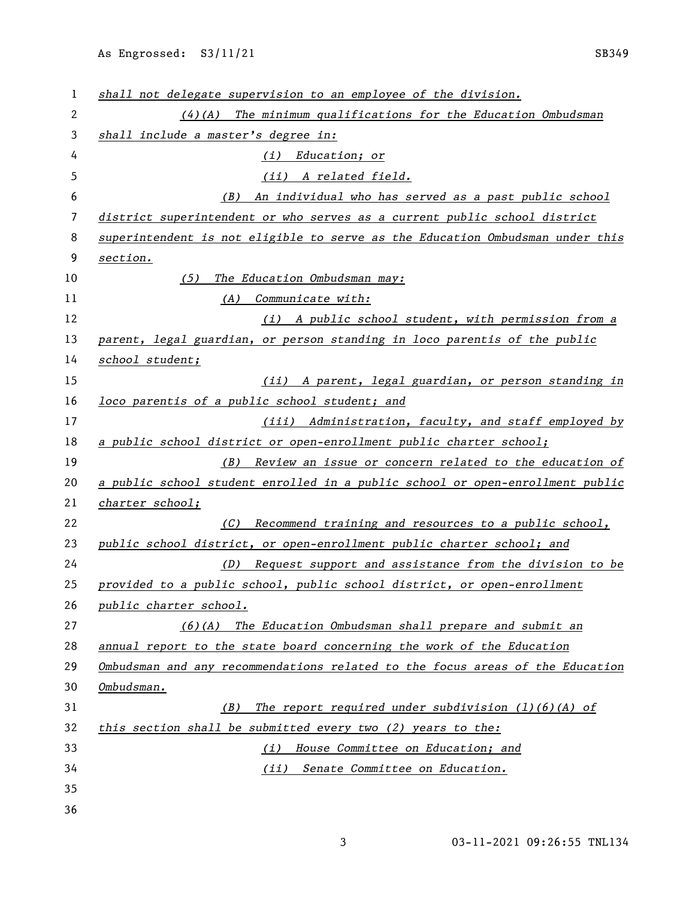*shall not delegate supervision to an employee of the division.*

*(4)(A) The minimum qualifications for the Education Ombudsman shall include a master's degree in:*

*(i) Education; or*

*(ii) A related field.*

*(B) An individual who has served as a past public school district superintendent or who serves as a current public school district superintendent is not eligible to serve as the Education Ombudsman under this section.*

*(5) The Education Ombudsman may:*

*(A) Communicate with:*

*(i) A public school student, with permission from a parent, legal guardian, or person standing in loco parentis of the public school student;*

*(ii) A parent, legal guardian, or person standing in loco parentis of a public school student; and*

*(iii) Administration, faculty, and staff employed by a public school district or open-enrollment public charter school;*

*(B) Review an issue or concern related to the education of a public school student enrolled in a public school or open-enrollment public charter school;*

*(C) Recommend training and resources to a public school, public school district, or open-enrollment public charter school; and*

*(D) Request support and assistance from the division to be provided to a public school, public school district, or open-enrollment public charter school.*

*(6)(A) The Education Ombudsman shall prepare and submit an annual report to the state board concerning the work of the Education Ombudsman and any recommendations related to the focus areas of the Education Ombudsman.*

*(B) The report required under subdivision (l)(6)(A) of this section shall be submitted every two (2) years to the:*

*(i) House Committee on Education; and*

*(ii) Senate Committee on Education.*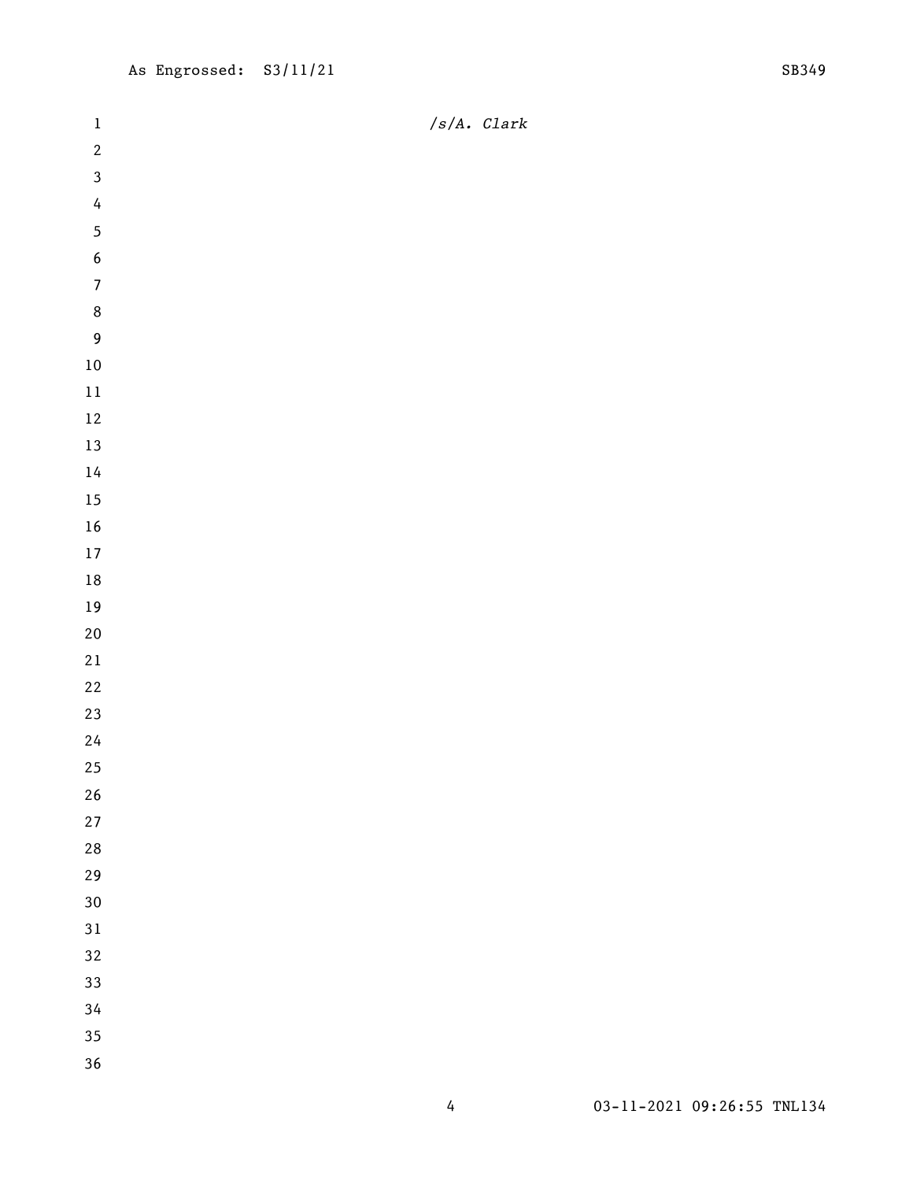*/s/A. Clark*